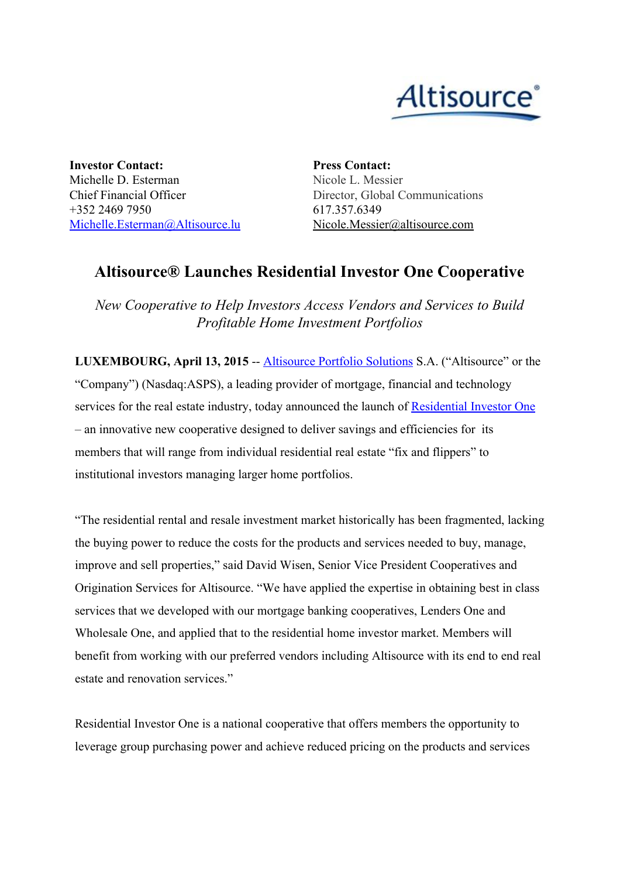Altisource®

**Investor Contact:**
Michelle D. Esterman
Chief Financial Officer
+352 2469 7950
Michelle.Esterman@Altisource.lu

**Press Contact:**
Nicole L. Messier
Director, Global Communications
617.357.6349
Nicole.Messier@altisource.com

# Altisource® Launches Residential Investor One Cooperative

*New Cooperative to Help Investors Access Vendors and Services to Build Profitable Home Investment Portfolios*

**LUXEMBOURG, April 13, 2015** -- Altisource Portfolio Solutions S.A. ("Altisource" or the "Company") (Nasdaq:ASPS), a leading provider of mortgage, financial and technology services for the real estate industry, today announced the launch of Residential Investor One – an innovative new cooperative designed to deliver savings and efficiencies for its members that will range from individual residential real estate "fix and flippers" to institutional investors managing larger home portfolios.

"The residential rental and resale investment market historically has been fragmented, lacking the buying power to reduce the costs for the products and services needed to buy, manage, improve and sell properties," said David Wisen, Senior Vice President Cooperatives and Origination Services for Altisource. "We have applied the expertise in obtaining best in class services that we developed with our mortgage banking cooperatives, Lenders One and Wholesale One, and applied that to the residential home investor market. Members will benefit from working with our preferred vendors including Altisource with its end to end real estate and renovation services."

Residential Investor One is a national cooperative that offers members the opportunity to leverage group purchasing power and achieve reduced pricing on the products and services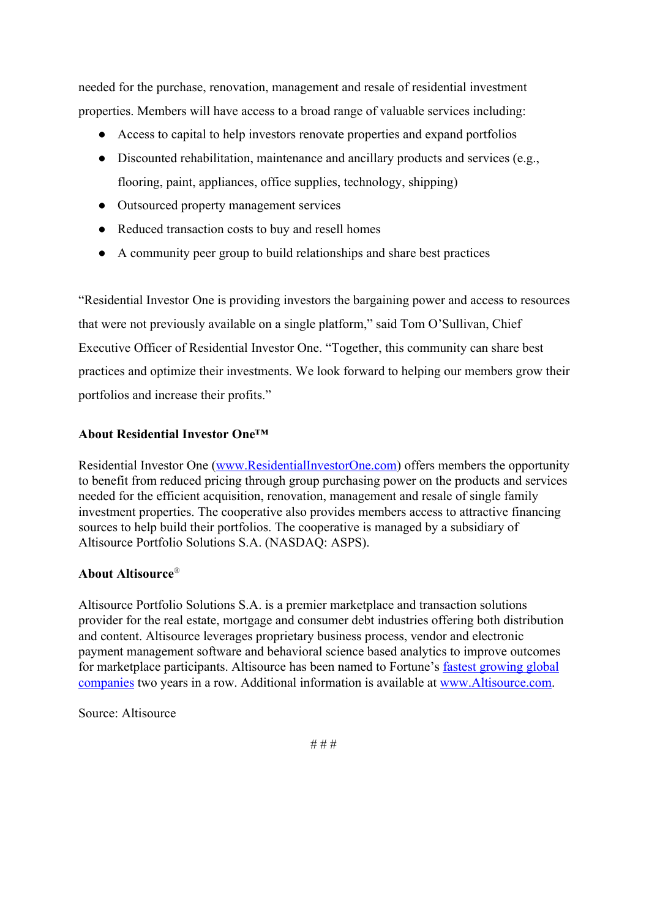needed for the purchase, renovation, management and resale of residential investment properties. Members will have access to a broad range of valuable services including:

- Access to capital to help investors renovate properties and expand portfolios
- Discounted rehabilitation, maintenance and ancillary products and services (e.g., flooring, paint, appliances, office supplies, technology, shipping)
- Outsourced property management services
- Reduced transaction costs to buy and resell homes
- A community peer group to build relationships and share best practices

"Residential Investor One is providing investors the bargaining power and access to resources that were not previously available on a single platform," said Tom O'Sullivan, Chief Executive Officer of Residential Investor One. "Together, this community can share best practices and optimize their investments. We look forward to helping our members grow their portfolios and increase their profits."

**About Residential Investor One™**

Residential Investor One (www.ResidentialInvestorOne.com) offers members the opportunity to benefit from reduced pricing through group purchasing power on the products and services needed for the efficient acquisition, renovation, management and resale of single family investment properties. The cooperative also provides members access to attractive financing sources to help build their portfolios. The cooperative is managed by a subsidiary of Altisource Portfolio Solutions S.A. (NASDAQ: ASPS).

**About Altisource®**

Altisource Portfolio Solutions S.A. is a premier marketplace and transaction solutions provider for the real estate, mortgage and consumer debt industries offering both distribution and content. Altisource leverages proprietary business process, vendor and electronic payment management software and behavioral science based analytics to improve outcomes for marketplace participants. Altisource has been named to Fortune's fastest growing global companies two years in a row. Additional information is available at www.Altisource.com.

Source: Altisource

# # #